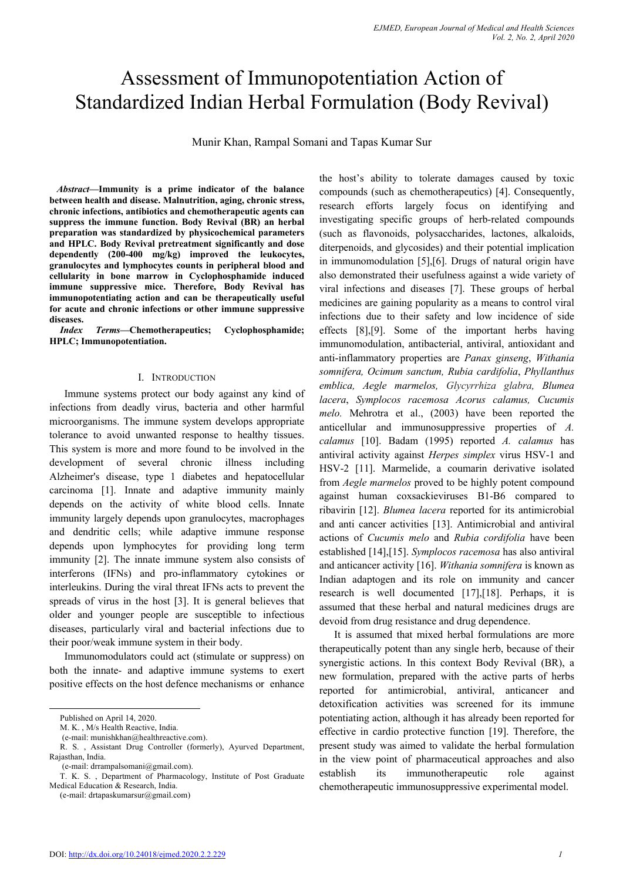# Assessment of Immunopotentiation Action of Standardized Indian Herbal Formulation (Body Revival)

Munir Khan, Rampal Somani and Tapas Kumar Sur

***Abstract*—Immunity is a prime indicator of the balance between health and disease. Malnutrition, aging, chronic stress, chronic infections, antibiotics and chemotherapeutic agents can suppress the immune function. Body Revival (BR) an herbal preparation was standardized by physicochemical parameters and HPLC. Body Revival pretreatment significantly and dose dependently (200-400 mg/kg) improved the leukocytes, granulocytes and lymphocytes counts in peripheral blood and cellularity in bone marrow in Cyclophosphamide induced immune suppressive mice. Therefore, Body Revival has immunopotentiating action and can be therapeutically useful for acute and chronic infections or other immune suppressive diseases.**

***Index Terms*—Chemotherapeutics; Cyclophosphamide; HPLC; Immunopotentiation.**

## I. Introduction

Immune systems protect our body against any kind of infections from deadly virus, bacteria and other harmful microorganisms. The immune system develops appropriate tolerance to avoid unwanted response to healthy tissues. This system is more and more found to be involved in the development of several chronic illness including Alzheimer's disease, type 1 diabetes and hepatocellular carcinoma [1]. Innate and adaptive immunity mainly depends on the activity of white blood cells. Innate immunity largely depends upon granulocytes, macrophages and dendritic cells; while adaptive immune response depends upon lymphocytes for providing long term immunity [2]. The innate immune system also consists of interferons (IFNs) and pro-inflammatory cytokines or interleukins. During the viral threat IFNs acts to prevent the spreads of virus in the host [3]. It is general believes that older and younger people are susceptible to infectious diseases, particularly viral and bacterial infections due to their poor/weak immune system in their body.

Immunomodulators could act (stimulate or suppress) on both the innate- and adaptive immune systems to exert positive effects on the host defence mechanisms or enhance the host's ability to tolerate damages caused by toxic compounds (such as chemotherapeutics) [4]. Consequently, research efforts largely focus on identifying and investigating specific groups of herb-related compounds (such as flavonoids, polysaccharides, lactones, alkaloids, diterpenoids, and glycosides) and their potential implication in immunomodulation [5],[6]. Drugs of natural origin have also demonstrated their usefulness against a wide variety of viral infections and diseases [7]. These groups of herbal medicines are gaining popularity as a means to control viral infections due to their safety and low incidence of side effects [8],[9]. Some of the important herbs having immunomodulation, antibacterial, antiviral, antioxidant and anti-inflammatory properties are *Panax ginseng*, *Withania somnifera, Ocimum sanctum, Rubia cardifolia*, *Phyllanthus emblica, Aegle marmelos, Glycyrrhiza glabra, Blumea lacera*, *Symplocos racemosa Acorus calamus, Cucumis melo.* Mehrotra et al., (2003) have been reported the anticellular and immunosuppressive properties of *A. calamus* [10]. Badam (1995) reported *A. calamus* has antiviral activity against *Herpes simplex* virus HSV-1 and HSV-2 [11]. Marmelide, a coumarin derivative isolated from *Aegle marmelos* proved to be highly potent compound against human coxsackieviruses B1-B6 compared to ribavirin [12]. *Blumea lacera* reported for its antimicrobial and anti cancer activities [13]. Antimicrobial and antiviral actions of *Cucumis melo* and *Rubia cordifolia* have been established [14],[15]. *Symplocos racemosa* has also antiviral and anticancer activity [16]. *Withania somnifera* is known as Indian adaptogen and its role on immunity and cancer research is well documented [17],[18]. Perhaps, it is assumed that these herbal and natural medicines drugs are devoid from drug resistance and drug dependence.

It is assumed that mixed herbal formulations are more therapeutically potent than any single herb, because of their synergistic actions. In this context Body Revival (BR), a new formulation, prepared with the active parts of herbs reported for antimicrobial, antiviral, anticancer and detoxification activities was screened for its immune potentiating action, although it has already been reported for effective in cardio protective function [19]. Therefore, the present study was aimed to validate the herbal formulation in the view point of pharmaceutical approaches and also establish its immunotherapeutic role against chemotherapeutic immunosuppressive experimental model.

---

Published on April 14, 2020.

M. K. , M/s Health Reactive, India.
(e-mail: munishkhan@healthreactive.com).

R. S. , Assistant Drug Controller (formerly), Ayurved Department, Rajasthan, India.
(e-mail: drrampalsomani@gmail.com).

T. K. S. , Department of Pharmacology, Institute of Post Graduate Medical Education & Research, India.
(e-mail: drtapaskumarsur@gmail.com)

DOI: http://dx.doi.org/10.24018/ejmed.2020.2.2.229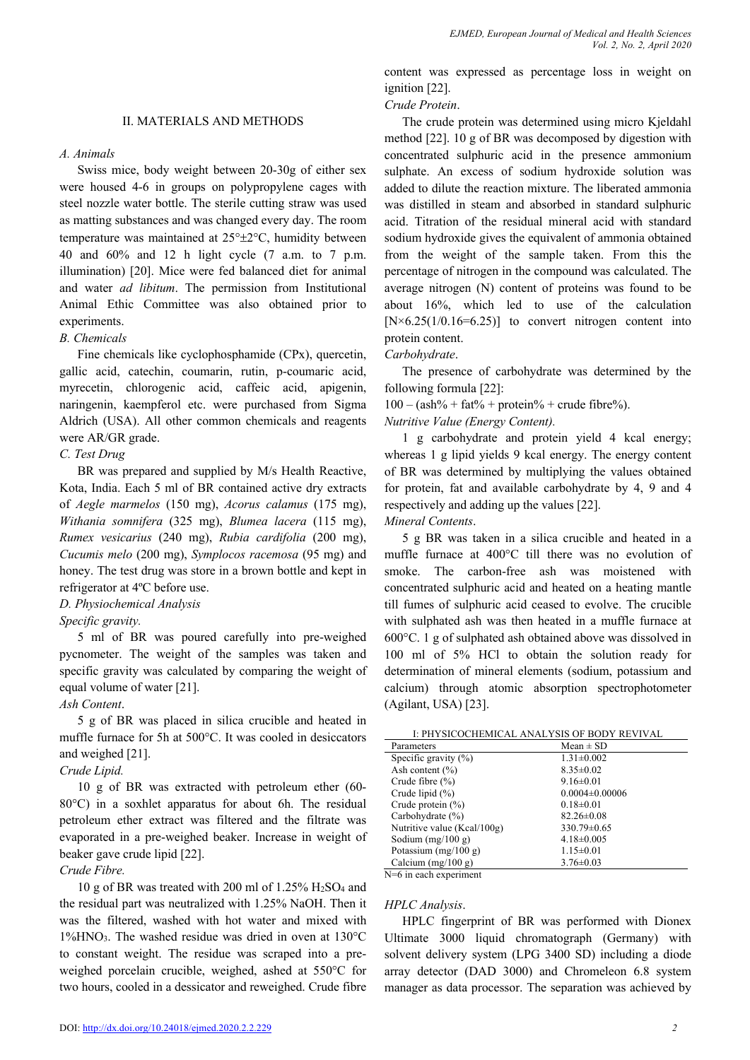## II. MATERIALS AND METHODS

### A. Animals

Swiss mice, body weight between 20-30g of either sex were housed 4-6 in groups on polypropylene cages with steel nozzle water bottle. The sterile cutting straw was used as matting substances and was changed every day. The room temperature was maintained at 25°±2°C, humidity between 40 and 60% and 12 h light cycle (7 a.m. to 7 p.m. illumination) [20]. Mice were fed balanced diet for animal and water *ad libitum*. The permission from Institutional Animal Ethic Committee was also obtained prior to experiments.

### B. Chemicals

Fine chemicals like cyclophosphamide (CPx), quercetin, gallic acid, catechin, coumarin, rutin, p-coumaric acid, myrecetin, chlorogenic acid, caffeic acid, apigenin, naringenin, kaempferol etc. were purchased from Sigma Aldrich (USA). All other common chemicals and reagents were AR/GR grade.

### C. Test Drug

BR was prepared and supplied by M/s Health Reactive, Kota, India. Each 5 ml of BR contained active dry extracts of *Aegle marmelos* (150 mg), *Acorus calamus* (175 mg), *Withania somnifera* (325 mg), *Blumea lacera* (115 mg), *Rumex vesicarius* (240 mg), *Rubia cardifolia* (200 mg), *Cucumis melo* (200 mg), *Symplocos racemosa* (95 mg) and honey. The test drug was store in a brown bottle and kept in refrigerator at 4ºC before use.

### D. Physiochemical Analysis

*Specific gravity.*

5 ml of BR was poured carefully into pre-weighed pycnometer. The weight of the samples was taken and specific gravity was calculated by comparing the weight of equal volume of water [21].

*Ash Content*.

5 g of BR was placed in silica crucible and heated in muffle furnace for 5h at 500°C. It was cooled in desiccators and weighed [21].

*Crude Lipid.*

10 g of BR was extracted with petroleum ether (60-80°C) in a soxhlet apparatus for about 6h. The residual petroleum ether extract was filtered and the filtrate was evaporated in a pre-weighed beaker. Increase in weight of beaker gave crude lipid [22].

*Crude Fibre.*

10 g of BR was treated with 200 ml of 1.25% $H_2SO_4$ and the residual part was neutralized with 1.25% NaOH. Then it was the filtered, washed with hot water and mixed with 1%$HNO_3$. The washed residue was dried in oven at 130°C to constant weight. The residue was scraped into a pre-weighed porcelain crucible, weighed, ashed at 550°C for two hours, cooled in a dessicator and reweighed. Crude fibre content was expressed as percentage loss in weight on ignition [22].

*Crude Protein*.

The crude protein was determined using micro Kjeldahl method [22]. 10 g of BR was decomposed by digestion with concentrated sulphuric acid in the presence ammonium sulphate. An excess of sodium hydroxide solution was added to dilute the reaction mixture. The liberated ammonia was distilled in steam and absorbed in standard sulphuric acid. Titration of the residual mineral acid with standard sodium hydroxide gives the equivalent of ammonia obtained from the weight of the sample taken. From this the percentage of nitrogen in the compound was calculated. The average nitrogen (N) content of proteins was found to be about 16%, which led to use of the calculation [N×6.25(1/0.16=6.25)] to convert nitrogen content into protein content.

*Carbohydrate*.

The presence of carbohydrate was determined by the following formula [22]:

100 – (ash% + fat% + protein% + crude fibre%).

*Nutritive Value (Energy Content).*

1 g carbohydrate and protein yield 4 kcal energy; whereas 1 g lipid yields 9 kcal energy. The energy content of BR was determined by multiplying the values obtained for protein, fat and available carbohydrate by 4, 9 and 4 respectively and adding up the values [22].

*Mineral Contents*.

5 g BR was taken in a silica crucible and heated in a muffle furnace at 400°C till there was no evolution of smoke. The carbon-free ash was moistened with concentrated sulphuric acid and heated on a heating mantle till fumes of sulphuric acid ceased to evolve. The crucible with sulphated ash was then heated in a muffle furnace at 600°C. 1 g of sulphated ash obtained above was dissolved in 100 ml of 5% HCl to obtain the solution ready for determination of mineral elements (sodium, potassium and calcium) through atomic absorption spectrophotometer (Agilant, USA) [23].

I: PHYSICOCHEMICAL ANALYSIS OF BODY REVIVAL

| Parameters | Mean ± SD |
|---|---|
| Specific gravity (%) | 1.31±0.002 |
| Ash content (%) | 8.35±0.02 |
| Crude fibre (%) | 9.16±0.01 |
| Crude lipid (%) | 0.0004±0.00006 |
| Crude protein (%) | 0.18±0.01 |
| Carbohydrate (%) | 82.26±0.08 |
| Nutritive value (Kcal/100g) | 330.79±0.65 |
| Sodium (mg/100 g) | 4.18±0.005 |
| Potassium (mg/100 g) | 1.15±0.01 |
| Calcium (mg/100 g) | 3.76±0.03 |

N=6 in each experiment

*HPLC Analysis*.

HPLC fingerprint of BR was performed with Dionex Ultimate 3000 liquid chromatograph (Germany) with solvent delivery system (LPG 3400 SD) including a diode array detector (DAD 3000) and Chromeleon 6.8 system manager as data processor. The separation was achieved by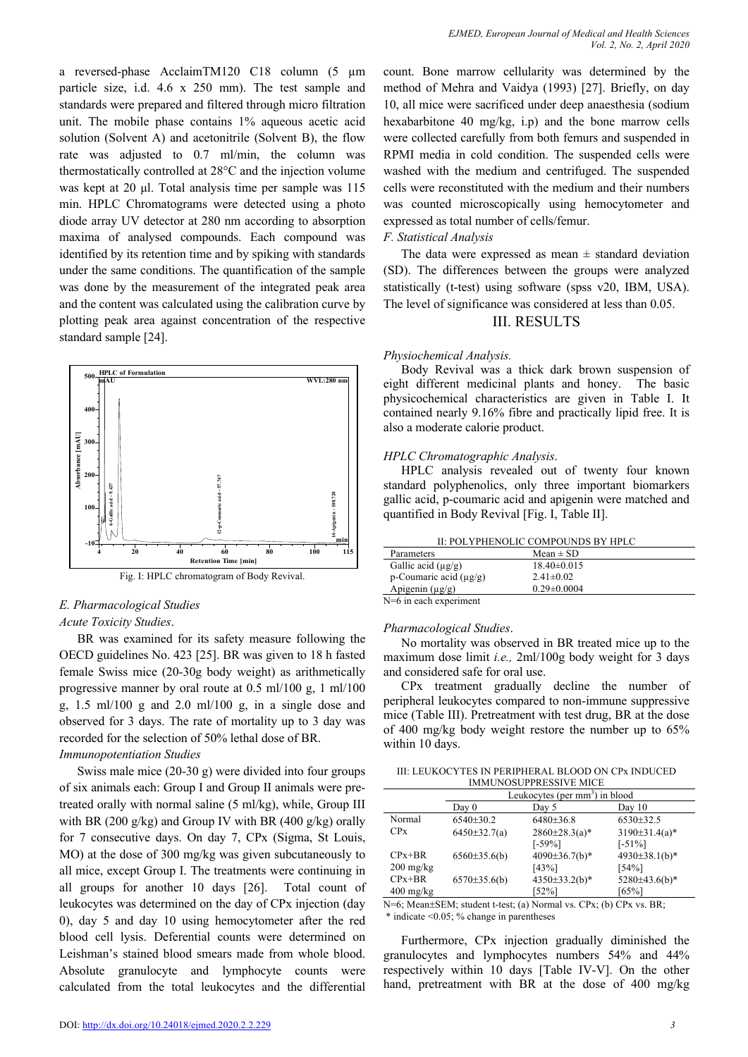a reversed-phase AcclaimTM120 C18 column (5 µm particle size, i.d. 4.6 x 250 mm). The test sample and standards were prepared and filtered through micro filtration unit. The mobile phase contains 1% aqueous acetic acid solution (Solvent A) and acetonitrile (Solvent B), the flow rate was adjusted to 0.7 ml/min, the column was thermostatically controlled at 28°C and the injection volume was kept at 20 µl. Total analysis time per sample was 115 min. HPLC Chromatograms were detected using a photo diode array UV detector at 280 nm according to absorption maxima of analysed compounds. Each compound was identified by its retention time and by spiking with standards under the same conditions. The quantification of the sample was done by the measurement of the integrated peak area and the content was calculated using the calibration curve by plotting peak area against concentration of the respective standard sample [24].

Fig. I: HPLC chromatogram of Body Revival.

*E. Pharmacological Studies*

*Acute Toxicity Studies*.

BR was examined for its safety measure following the OECD guidelines No. 423 [25]. BR was given to 18 h fasted female Swiss mice (20-30g body weight) as arithmetically progressive manner by oral route at 0.5 ml/100 g, 1 ml/100 g, 1.5 ml/100 g and 2.0 ml/100 g, in a single dose and observed for 3 days. The rate of mortality up to 3 day was recorded for the selection of 50% lethal dose of BR.

*Immunopotentiation Studies*

Swiss male mice (20-30 g) were divided into four groups of six animals each: Group I and Group II animals were pre-treated orally with normal saline (5 ml/kg), while, Group III with BR (200 g/kg) and Group IV with BR (400 g/kg) orally for 7 consecutive days. On day 7, CPx (Sigma, St Louis, MO) at the dose of 300 mg/kg was given subcutaneously to all mice, except Group I. The treatments were continuing in all groups for another 10 days [26]. Total count of leukocytes was determined on the day of CPx injection (day 0), day 5 and day 10 using hemocytometer after the red blood cell lysis. Deferential counts were determined on Leishman's stained blood smears made from whole blood. Absolute granulocyte and lymphocyte counts were calculated from the total leukocytes and the differential count. Bone marrow cellularity was determined by the method of Mehra and Vaidya (1993) [27]. Briefly, on day 10, all mice were sacrificed under deep anaesthesia (sodium hexabarbitone 40 mg/kg, i.p) and the bone marrow cells were collected carefully from both femurs and suspended in RPMI media in cold condition. The suspended cells were washed with the medium and centrifuged. The suspended cells were reconstituted with the medium and their numbers was counted microscopically using hemocytometer and expressed as total number of cells/femur.

*F. Statistical Analysis*

The data were expressed as mean ± standard deviation (SD). The differences between the groups were analyzed statistically (t-test) using software (spss v20, IBM, USA). The level of significance was considered at less than 0.05.

## III. RESULTS

*Physiochemical Analysis.*

Body Revival was a thick dark brown suspension of eight different medicinal plants and honey. The basic physicochemical characteristics are given in Table I. It contained nearly 9.16% fibre and practically lipid free. It is also a moderate calorie product.

*HPLC Chromatographic Analysis*.

HPLC analysis revealed out of twenty four known standard polyphenolics, only three important biomarkers gallic acid, p-coumaric acid and apigenin were matched and quantified in Body Revival [Fig. I, Table II].

II: POLYPHENOLIC COMPOUNDS BY HPLC

| Parameters | Mean ± SD |
|---|---|
| Gallic acid (µg/g) | 18.40±0.015 |
| p-Coumaric acid (µg/g) | 2.41±0.02 |
| Apigenin (µg/g) | 0.29±0.0004 |

N=6 in each experiment

*Pharmacological Studies*.

No mortality was observed in BR treated mice up to the maximum dose limit *i.e.,* 2ml/100g body weight for 3 days and considered safe for oral use.

CPx treatment gradually decline the number of peripheral leukocytes compared to non-immune suppressive mice (Table III). Pretreatment with test drug, BR at the dose of 400 mg/kg body weight restore the number up to 65% within 10 days.

III: LEUKOCYTES IN PERIPHERAL BLOOD ON CPx INDUCED IMMUNOSUPPRESSIVE MICE

| | Leukocytes (per mm$^3$) in blood | | |
|---|---|---|---|
| | Day 0 | Day 5 | Day 10 |
| Normal | 6540±30.2 | 6480±36.8 | 6530±32.5 |
| CPx | 6450±32.7(a) | 2860±28.3(a)* [-59%] | 3190±31.4(a)* [-51%] |
| CPx+BR 200 mg/kg | 6560±35.6(b) | 4090±36.7(b)* [43%] | 4930±38.1(b)* [54%] |
| CPx+BR 400 mg/kg | 6570±35.6(b) | 4350±33.2(b)* [52%] | 5280±43.6(b)* [65%] |

N=6; Mean±SEM; student t-test; (a) Normal vs. CPx; (b) CPx vs. BR; * indicate <0.05; % change in parentheses

Furthermore, CPx injection gradually diminished the granulocytes and lymphocytes numbers 54% and 44% respectively within 10 days [Table IV-V]. On the other hand, pretreatment with BR at the dose of 400 mg/kg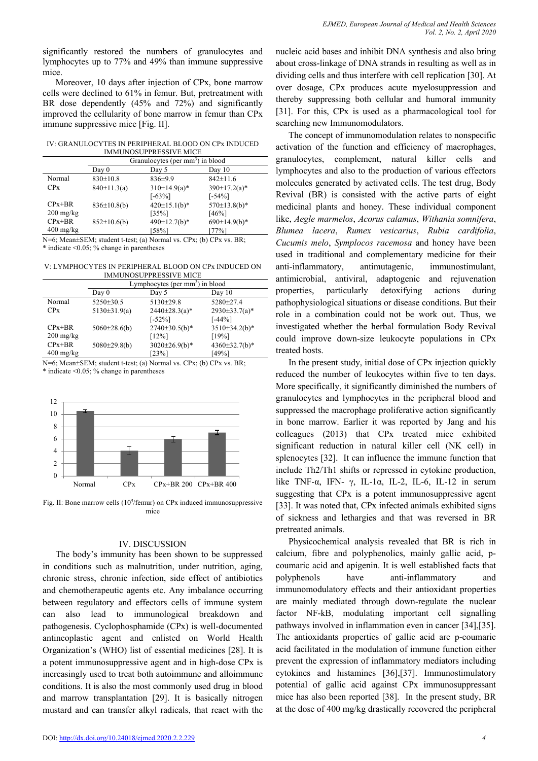significantly restored the numbers of granulocytes and lymphocytes up to 77% and 49% than immune suppressive mice.

Moreover, 10 days after injection of CPx, bone marrow cells were declined to 61% in femur. But, pretreatment with BR dose dependently (45% and 72%) and significantly improved the cellularity of bone marrow in femur than CPx immune suppressive mice [Fig. II].

IV: GRANULOCYTES IN PERIPHERAL BLOOD ON CPx INDUCED IMMUNOSUPPRESSIVE MICE

| | Granulocytes (per mm$^3$) in blood | | |
|---|---|---|---|
| | Day 0 | Day 5 | Day 10 |
| Normal | 830±10.8 | 836±9.9 | 842±11.6 |
| CPx | 840±11.3(a) | 310±14.9(a)* [-63%] | 390±17.2(a)* [-54%] |
| CPx+BR 200 mg/kg | 836±10.8(b) | 420±15.1(b)* [35%] | 570±13.8(b)* [46%] |
| CPx+BR 400 mg/kg | 852±10.6(b) | 490±12.7(b)* [58%] | 690±14.9(b)* [77%] |

N=6; Mean±SEM; student t-test; (a) Normal vs. CPx; (b) CPx vs. BR; * indicate <0.05; % change in parentheses

V: LYMPHOCYTES IN PERIPHERAL BLOOD ON CPx INDUCED ON IMMUNOSUPPRESSIVE MICE

| | Lymphocytes (per mm$^3$) in blood | | |
|---|---|---|---|
| | Day 0 | Day 5 | Day 10 |
| Normal | 5250±30.5 | 5130±29.8 | 5280±27.4 |
| CPx | 5130±31.9(a) | 2440±28.3(a)* [-52%] | 2930±33.7(a)* [-44%] |
| CPx+BR 200 mg/kg | 5060±28.6(b) | 2740±30.5(b)* [12%] | 3510±34.2(b)* [19%] |
| CPx+BR 400 mg/kg | 5080±29.8(b) | 3020±26.9(b)* [23%] | 4360±32.7(b)* [49%] |

N=6; Mean±SEM; student t-test; (a) Normal vs. CPx; (b) CPx vs. BR; * indicate <0.05; % change in parentheses

Fig. II: Bone marrow cells ($10^5$/femur) on CPx induced immunosuppressive mice

## IV. DISCUSSION

The body's immunity has been shown to be suppressed in conditions such as malnutrition, under nutrition, aging, chronic stress, chronic infection, side effect of antibiotics and chemotherapeutic agents etc. Any imbalance occurring between regulatory and effectors cells of immune system can also lead to immunological breakdown and pathogenesis. Cyclophosphamide (CPx) is well-documented antineoplastic agent and enlisted on World Health Organization's (WHO) list of essential medicines [28]. It is a potent immunosuppressive agent and in high-dose CPx is increasingly used to treat both autoimmune and alloimmune conditions. It is also the most commonly used drug in blood and marrow transplantation [29]. It is basically nitrogen mustard and can transfer alkyl radicals, that react with the nucleic acid bases and inhibit DNA synthesis and also bring about cross-linkage of DNA strands in resulting as well as in dividing cells and thus interfere with cell replication [30]. At over dosage, CPx produces acute myelosuppression and thereby suppressing both cellular and humoral immunity [31]. For this, CPx is used as a pharmacological tool for searching new Immunomodulators.

The concept of immunomodulation relates to nonspecific activation of the function and efficiency of macrophages, granulocytes, complement, natural killer cells and lymphocytes and also to the production of various effectors molecules generated by activated cells. The test drug, Body Revival (BR) is consisted with the active parts of eight medicinal plants and honey. These individual component like, *Aegle marmelos*, *Acorus calamus*, *Withania somnifera*, *Blumea lacera*, *Rumex vesicarius*, *Rubia cardifolia*, *Cucumis melo*, *Symplocos racemosa* and honey have been used in traditional and complementary medicine for their anti-inflammatory, antimutagenic, immunostimulant, antimicrobial, antiviral, adaptogenic and rejuvenation properties, particularly detoxifying actions during pathophysiological situations or disease conditions. But their role in a combination could not be work out. Thus, we investigated whether the herbal formulation Body Revival could improve down-size leukocyte populations in CPx treated hosts.

In the present study, initial dose of CPx injection quickly reduced the number of leukocytes within five to ten days. More specifically, it significantly diminished the numbers of granulocytes and lymphocytes in the peripheral blood and suppressed the macrophage proliferative action significantly in bone marrow. Earlier it was reported by Jang and his colleagues (2013) that CPx treated mice exhibited significant reduction in natural killer cell (NK cell) in splenocytes [32]. It can influence the immune function that include Th2/Th1 shifts or repressed in cytokine production, like TNF-α, IFN- γ, IL-1α, IL-2, IL-6, IL-12 in serum suggesting that CPx is a potent immunosuppressive agent [33]. It was noted that, CPx infected animals exhibited signs of sickness and lethargies and that was reversed in BR pretreated animals.

Physicochemical analysis revealed that BR is rich in calcium, fibre and polyphenolics, mainly gallic acid, p-coumaric acid and apigenin. It is well established facts that polyphenols have anti-inflammatory and immunomodulatory effects and their antioxidant properties are mainly mediated through down-regulate the nuclear factor NF-kB, modulating important cell signalling pathways involved in inflammation even in cancer [34],[35]. The antioxidants properties of gallic acid are p-coumaric acid facilitated in the modulation of immune function either prevent the expression of inflammatory mediators including cytokines and histamines [36],[37]. Immunostimulatory potential of gallic acid against CPx immunosuppressant mice has also been reported [38]. In the present study, BR at the dose of 400 mg/kg drastically recovered the peripheral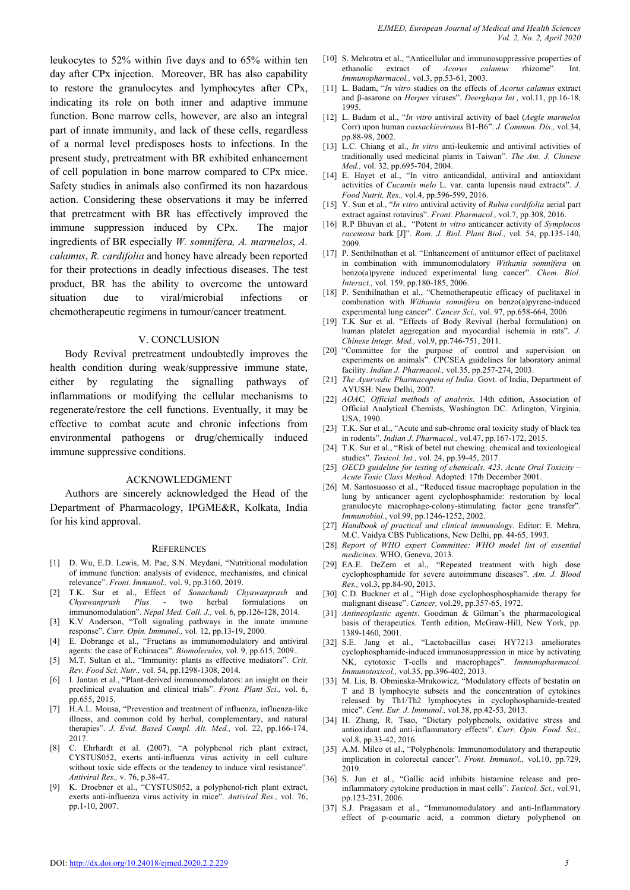leukocytes to 52% within five days and to 65% within ten day after CPx injection. Moreover, BR has also capability to restore the granulocytes and lymphocytes after CPx, indicating its role on both inner and adaptive immune function. Bone marrow cells, however, are also an integral part of innate immunity, and lack of these cells, regardless of a normal level predisposes hosts to infections. In the present study, pretreatment with BR exhibited enhancement of cell population in bone marrow compared to CPx mice. Safety studies in animals also confirmed its non hazardous action. Considering these observations it may be inferred that pretreatment with BR has effectively improved the immune suppression induced by CPx. The major ingredients of BR especially *W. somnifera, A. marmelos*, *A. calamus*, *R. cardifolia* and honey have already been reported for their protections in deadly infectious diseases. The test product, BR has the ability to overcome the untoward situation due to viral/microbial infections or chemotherapeutic regimens in tumour/cancer treatment.

## V. CONCLUSION

Body Revival pretreatment undoubtedly improves the health condition during weak/suppressive immune state, either by regulating the signalling pathways of inflammations or modifying the cellular mechanisms to regenerate/restore the cell functions. Eventually, it may be effective to combat acute and chronic infections from environmental pathogens or drug/chemically induced immune suppressive conditions.

## ACKNOWLEDGMENT

Authors are sincerely acknowledged the Head of the Department of Pharmacology, IPGME&R, Kolkata, India for his kind approval.

## REFERENCES

[1] D. Wu, E.D. Lewis, M. Pae, S.N. Meydani, "Nutritional modulation of immune function: analysis of evidence, mechanisms, and clinical relevance". *Front. Immunol.,* vol. 9, pp.3160, 2019.

[2] T.K. Sur et al., Effect of *Sonachandi Chyawanprash* and *Chyawanprash Plus* - two herbal formulations on immunomodulation". *Nepal Med. Coll. J.,* vol. 6, pp.126-128, 2014.

[3] K.V Anderson, "Toll signaling pathways in the innate immune response". *Curr. Opin. Immunol.,* vol. 12, pp.13-19, 2000.

[4] E. Dobrange et al., "Fructans as immunomodulatory and antiviral agents: the case of Echinacea". *Biomolecules,* vol. 9, pp.615, 2009..

[5] M.T. Sultan et al., "Immunity: plants as effective mediators". *Crit. Rev. Food Sci. Nutr.,* vol. 54, pp.1298-1308, 2014.

[6] I. Jantan et al., "Plant-derived immunomodulators: an insight on their preclinical evaluation and clinical trials". *Front. Plant Sci.,* vol. 6, pp.655, 2015.

[7] H.A.L. Mousa, "Prevention and treatment of influenza, influenza-like illness, and common cold by herbal, complementary, and natural therapies". *J. Evid. Based Compl. Alt. Med.,* vol. 22, pp.166-174, 2017.

[8] C. Ehrhardt et al. (2007). "A polyphenol rich plant extract, CYSTUS052, exerts anti-influenza virus activity in cell culture without toxic side effects or the tendency to induce viral resistance". *Antiviral Res.,* v. 76, p.38-47.

[9] K. Droebner et al., "CYSTUS052, a polyphenol-rich plant extract, exerts anti-influenza virus activity in mice". *Antiviral Res.,* vol. 76, pp.1-10, 2007.

[10] S. Mehrotra et al., "Anticellular and immunosuppressive properties of ethanolic extract of *Acorus calamus* rhizome". Int. *Immunopharmacol.,* vol.3, pp.53-61, 2003.

[11] L. Badam, "*In vitro* studies on the effects of *Acorus calamus* extract and β-asarone on *Herpes* viruses". *Deerghayu Int.,* vol.11, pp.16-18, 1995.

[12] L. Badam et al., "*In vitro* antiviral activity of bael (*Aegle marmelos* Corr) upon human *coxsackieviruses* B1-B6". *J. Commun. Dis.,* vol.34, pp.88-98, 2002.

[13] L.C. Chiang et al., *In vitro* anti-leukemic and antiviral activities of traditionally used medicinal plants in Taiwan". *The Am. J. Chinese Med.,* vol. 32, pp.695-704, 2004.

[14] E. Hayet et al., "In vitro anticandidal, antiviral and antioxidant activities of *Cucumis melo* L. var. canta lupensis naud extracts". *J. Food Nutrit. Res.,* vol.4, pp.596-599, 2016.

[15] Y. Sun et al., "*In vitro* antiviral activity of *Rubia cordifolia* aerial part extract against rotavirus". *Front. Pharmacol.,* vol.7, pp.308, 2016.

[16] R.P Bhuvan et al., "Potent *in vitro* anticancer activity of *Symplocos racemosa* bark [J]". *Rom. J. Biol. Plant Biol.,* vol. 54, pp.135-140, 2009.

[17] P. Senthilnathan et al. "Enhancement of antitumor effect of paclitaxel in combination with immunomodulatory *Withania somnifera* on benzo(a)pyrene induced experimental lung cancer". *Chem. Biol. Interact.,* vol. 159, pp.180-185, 2006.

[18] P. Senthilnathan et al., "Chemotherapeutic efficacy of paclitaxel in combination with *Withania somnifera* on benzo(a)pyrene-induced experimental lung cancer". *Cancer Sci.,* vol. 97, pp.658-664, 2006.

[19] T.K Sur et al. "Effects of Body Revival (herbal formulation) on human platelet aggregation and myocardial ischemia in rats". *J. Chinese Integr. Med.,* vol.9, pp.746-751, 2011.

[20] "Committee for the purpose of control and supervision on experiments on animals". CPCSEA guidelines for laboratory animal facility. *Indian J. Pharmacol.,* vol.35, pp.257-274, 2003.

[21] *The Ayurvedic Pharmacopeia of India*. Govt. of India, Department of AYUSH: New Delhi, 2007.

[22] *AOAC, Official methods of analysis*. 14th edition, Association of Official Analytical Chemists, Washington DC. Arlington, Virginia, USA, 1990.

[23] T.K. Sur et al., "Acute and sub-chronic oral toxicity study of black tea in rodents". *Indian J. Pharmacol.,* vol.47, pp.167-172, 2015.

[24] T.K. Sur et al., "Risk of betel nut chewing: chemical and toxicological studies". *Toxicol. Int.,* vol. 24, pp.39-45, 2017.

[25] *OECD guideline for testing of chemicals. 423. Acute Oral Toxicity – Acute Toxic Class Method*. Adopted: 17th December 2001.

[26] M. Santosuosso et al., "Reduced tissue macrophage population in the lung by anticancer agent cyclophosphamide: restoration by local granulocyte macrophage-colony-stimulating factor gene transfer". *Immunobiol.*, vol.99, pp.1246-1252, 2002.

[27] *Handbook of practical and clinical immunology*. Editor: E. Mehra, M.C. Vaidya CBS Publications, New Delhi, pp. 44-65, 1993.

[28] *Report of WHO expert Committee: WHO model list of essential medicines*. WHO, Geneva, 2013.

[29] EA.E. DeZern et al., "Repeated treatment with high dose cyclophosphamide for severe autoimmune diseases". *Am. J. Blood Res.,* vol.3, pp.84-90, 2013.

[30] C.D. Buckner et al., "High dose cyclophosphophamide therapy for malignant disease". *Cancer,* vol.29, pp.357-65, 1972.

[31] *Antineoplastic agents*. Goodman & Gilman's the pharmacological basis of therapeutics. Tenth edition, McGraw-Hill, New York, pp. 1389-1460, 2001.

[32] S.E. Jang et al., "Lactobacillus casei HY7213 ameliorates cyclophosphamide-induced immunosuppression in mice by activating NK, cytotoxic T-cells and macrophages". *Immunopharmacol. Immunotoxicol.,* vol.35, pp.396-402, 2013.

[33] M. Lis, B. Obminska-Mrukowicz, "Modulatory effects of bestatin on T and B lymphocyte subsets and the concentration of cytokines released by Th1/Th2 lymphocytes in cyclophosphamide-treated mice". *Cent. Eur. J. Immunol.,* vol.38, pp.42-53, 2013.

[34] H. Zhang, R. Tsao, "Dietary polyphenols, oxidative stress and antioxidant and anti-inflammatory effects". *Curr. Opin. Food. Sci.,* vol.8, pp.33-42, 2016.

[35] A.M. Mileo et al., "Polyphenols: Immunomodulatory and therapeutic implication in colorectal cancer". *Front. Immunol.,* vol.10, pp.729, 2019.

[36] S. Jun et al., "Gallic acid inhibits histamine release and pro-inflammatory cytokine production in mast cells". *Toxicol. Sci.,* vol.91, pp.123-231, 2006.

[37] S.J. Pragasam et al., "Immunomodulatory and anti-Inflammatory effect of p-coumaric acid, a common dietary polyphenol on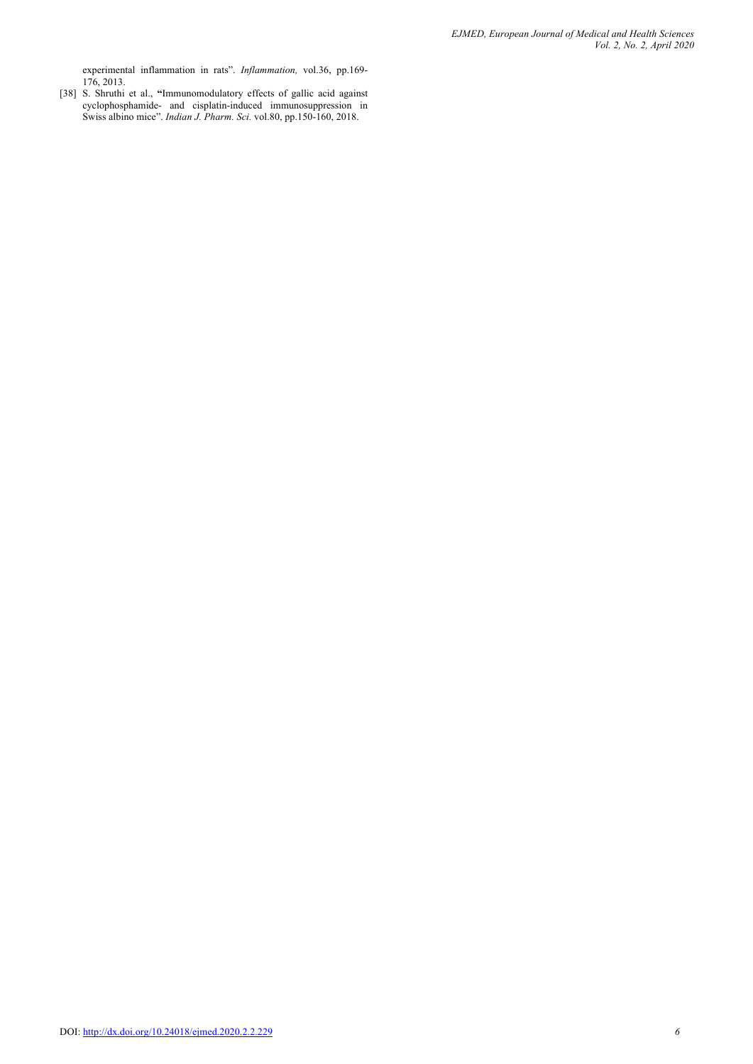experimental inflammation in rats". *Inflammation,* vol.36, pp.169-176, 2013.

[38] S. Shruthi et al., "Immunomodulatory effects of gallic acid against cyclophosphamide- and cisplatin-induced immunosuppression in Swiss albino mice". *Indian J. Pharm. Sci.* vol.80, pp.150-160, 2018.